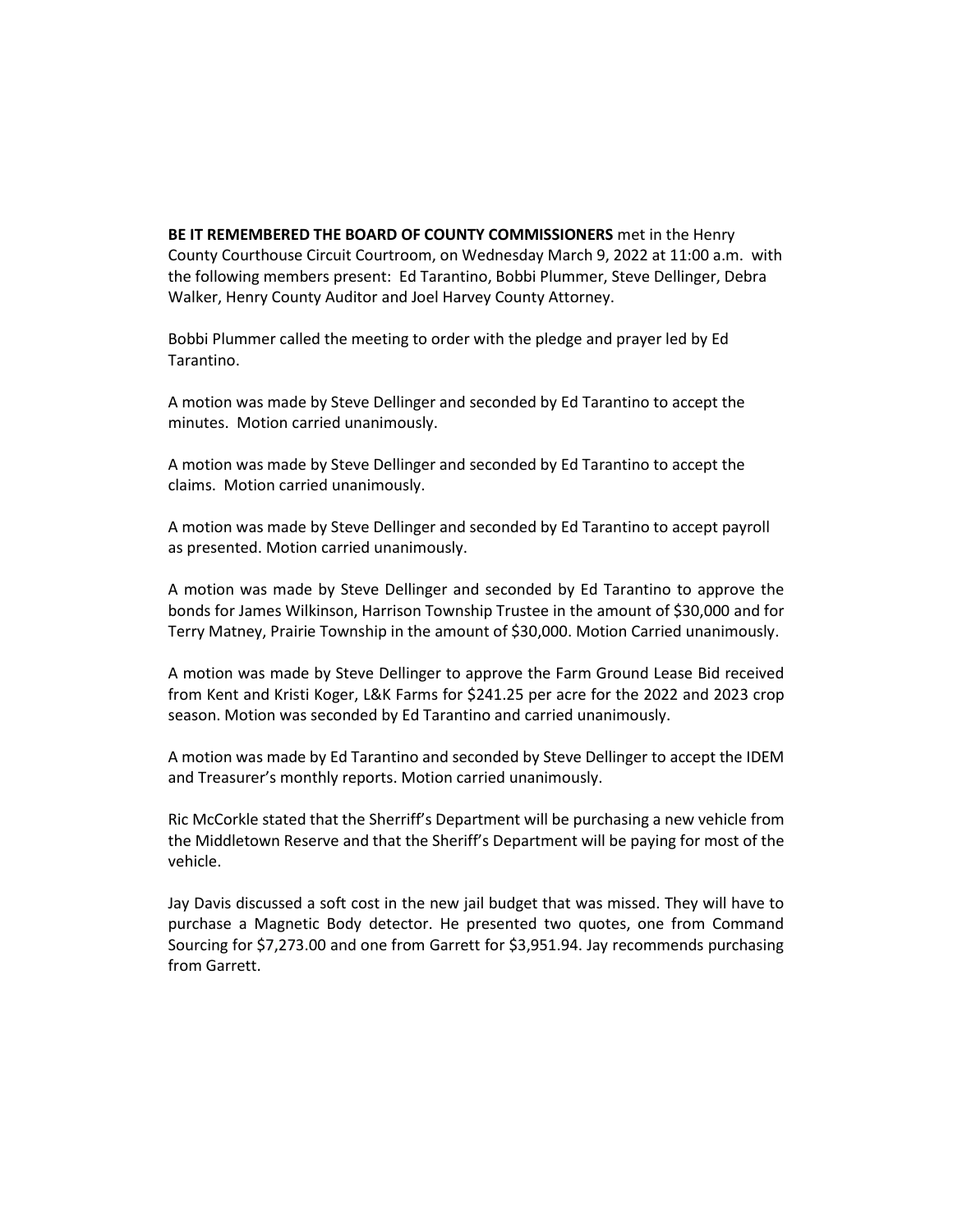**BE IT REMEMBERED THE BOARD OF COUNTY COMMISSIONERS** met in the Henry County Courthouse Circuit Courtroom, on Wednesday March 9, 2022 at 11:00 a.m. with the following members present: Ed Tarantino, Bobbi Plummer, Steve Dellinger, Debra Walker, Henry County Auditor and Joel Harvey County Attorney.

Bobbi Plummer called the meeting to order with the pledge and prayer led by Ed Tarantino.

A motion was made by Steve Dellinger and seconded by Ed Tarantino to accept the minutes. Motion carried unanimously.

A motion was made by Steve Dellinger and seconded by Ed Tarantino to accept the claims. Motion carried unanimously.

A motion was made by Steve Dellinger and seconded by Ed Tarantino to accept payroll as presented. Motion carried unanimously.

A motion was made by Steve Dellinger and seconded by Ed Tarantino to approve the bonds for James Wilkinson, Harrison Township Trustee in the amount of $30,000 and for Terry Matney, Prairie Township in the amount of $30,000. Motion Carried unanimously.

A motion was made by Steve Dellinger to approve the Farm Ground Lease Bid received from Kent and Kristi Koger, L&K Farms for $241.25 per acre for the 2022 and 2023 crop season. Motion was seconded by Ed Tarantino and carried unanimously.

A motion was made by Ed Tarantino and seconded by Steve Dellinger to accept the IDEM and Treasurer's monthly reports. Motion carried unanimously.

Ric McCorkle stated that the Sherriff's Department will be purchasing a new vehicle from the Middletown Reserve and that the Sheriff's Department will be paying for most of the vehicle.

Jay Davis discussed a soft cost in the new jail budget that was missed. They will have to purchase a Magnetic Body detector. He presented two quotes, one from Command Sourcing for $7,273.00 and one from Garrett for $3,951.94. Jay recommends purchasing from Garrett.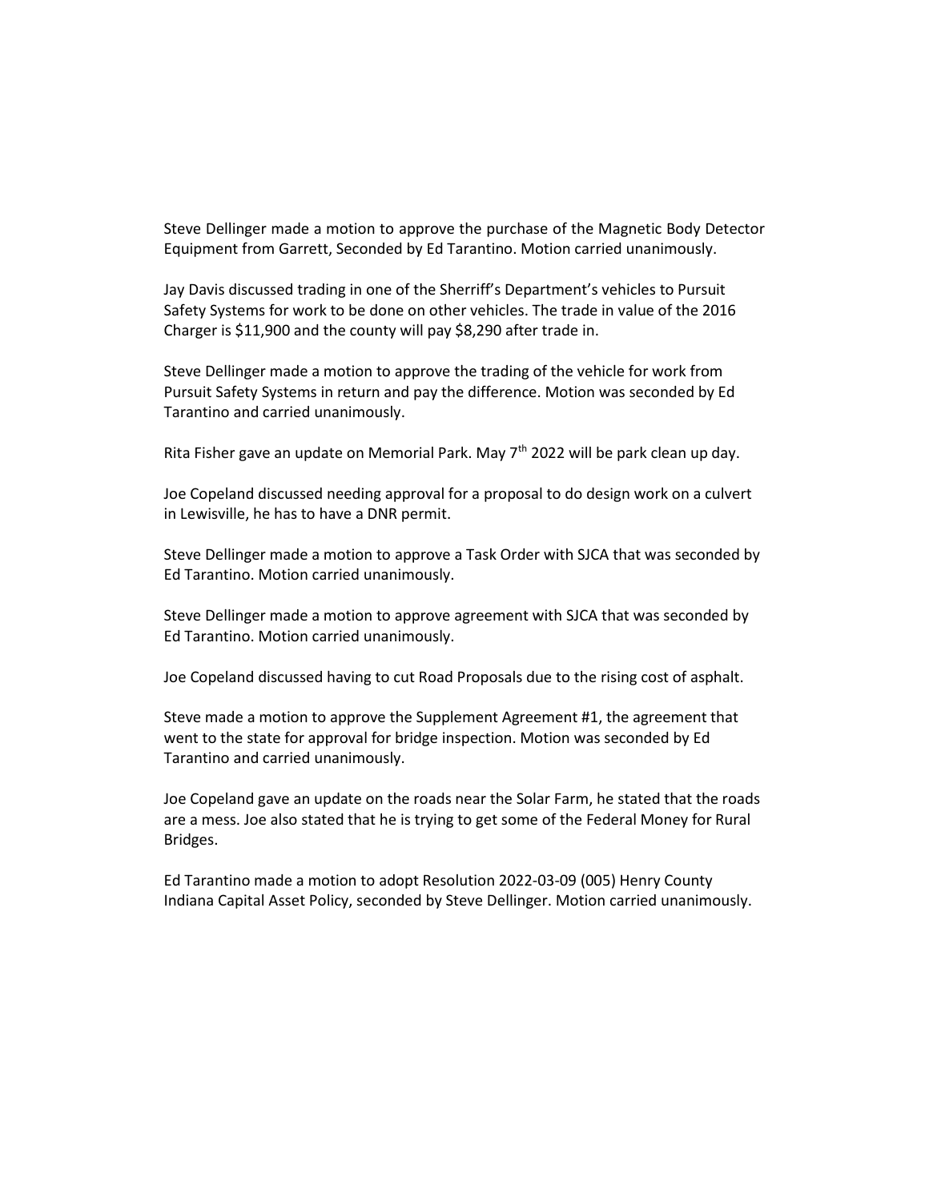Steve Dellinger made a motion to approve the purchase of the Magnetic Body Detector Equipment from Garrett, Seconded by Ed Tarantino. Motion carried unanimously.

Jay Davis discussed trading in one of the Sherriff's Department's vehicles to Pursuit Safety Systems for work to be done on other vehicles. The trade in value of the 2016 Charger is $11,900 and the county will pay $8,290 after trade in.

Steve Dellinger made a motion to approve the trading of the vehicle for work from Pursuit Safety Systems in return and pay the difference. Motion was seconded by Ed Tarantino and carried unanimously.

Rita Fisher gave an update on Memorial Park. May 7th 2022 will be park clean up day.

Joe Copeland discussed needing approval for a proposal to do design work on a culvert in Lewisville, he has to have a DNR permit.

Steve Dellinger made a motion to approve a Task Order with SJCA that was seconded by Ed Tarantino. Motion carried unanimously.

Steve Dellinger made a motion to approve agreement with SJCA that was seconded by Ed Tarantino. Motion carried unanimously.

Joe Copeland discussed having to cut Road Proposals due to the rising cost of asphalt.

Steve made a motion to approve the Supplement Agreement #1, the agreement that went to the state for approval for bridge inspection. Motion was seconded by Ed Tarantino and carried unanimously.

Joe Copeland gave an update on the roads near the Solar Farm, he stated that the roads are a mess. Joe also stated that he is trying to get some of the Federal Money for Rural Bridges.

Ed Tarantino made a motion to adopt Resolution 2022-03-09 (005) Henry County Indiana Capital Asset Policy, seconded by Steve Dellinger. Motion carried unanimously.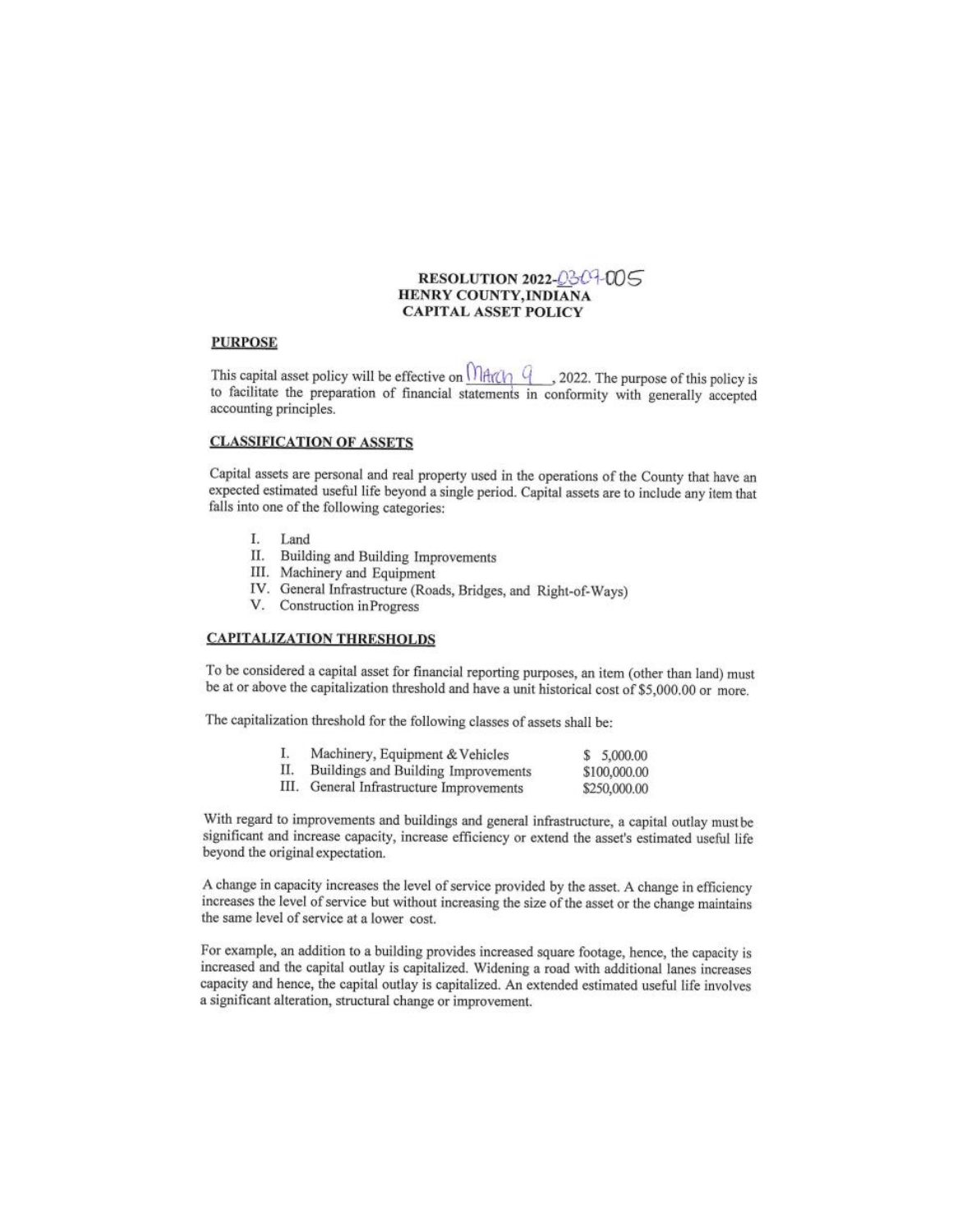# RESOLUTION 2022-0309-005
# HENRY COUNTY, INDIANA
# CAPITAL ASSET POLICY

## PURPOSE

This capital asset policy will be effective on March 9, 2022. The purpose of this policy is to facilitate the preparation of financial statements in conformity with generally accepted accounting principles.

## CLASSIFICATION OF ASSETS

Capital assets are personal and real property used in the operations of the County that have an expected estimated useful life beyond a single period. Capital assets are to include any item that falls into one of the following categories:

I. Land
II. Building and Building Improvements
III. Machinery and Equipment
IV. General Infrastructure (Roads, Bridges, and Right-of-Ways)
V. Construction in Progress

## CAPITALIZATION THRESHOLDS

To be considered a capital asset for financial reporting purposes, an item (other than land) must be at or above the capitalization threshold and have a unit historical cost of $5,000.00 or more.

The capitalization threshold for the following classes of assets shall be:

| | |
|---|---|
| I. Machinery, Equipment & Vehicles | $ 5,000.00 |
| II. Buildings and Building Improvements | $100,000.00 |
| III. General Infrastructure Improvements | $250,000.00 |

With regard to improvements and buildings and general infrastructure, a capital outlay must be significant and increase capacity, increase efficiency or extend the asset's estimated useful life beyond the original expectation.

A change in capacity increases the level of service provided by the asset. A change in efficiency increases the level of service but without increasing the size of the asset or the change maintains the same level of service at a lower cost.

For example, an addition to a building provides increased square footage, hence, the capacity is increased and the capital outlay is capitalized. Widening a road with additional lanes increases capacity and hence, the capital outlay is capitalized. An extended estimated useful life involves a significant alteration, structural change or improvement.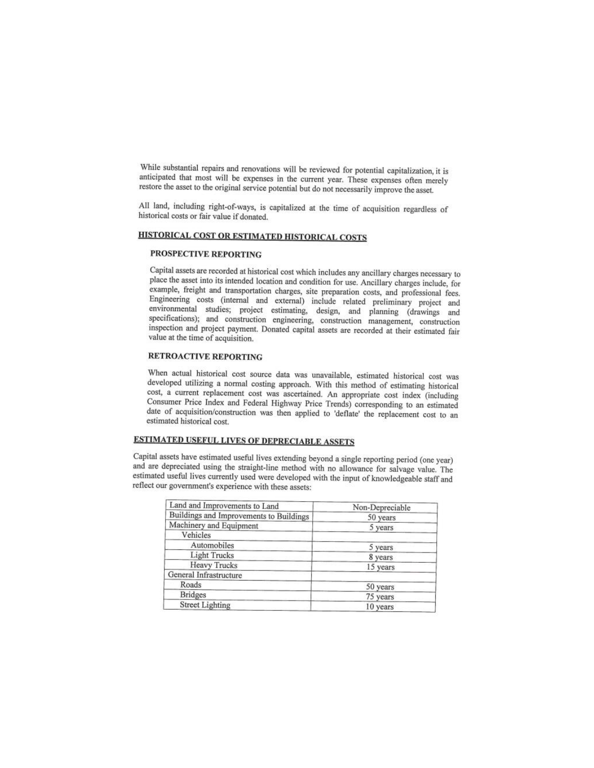While substantial repairs and renovations will be reviewed for potential capitalization, it is anticipated that most will be expenses in the current year. These expenses often merely restore the asset to the original service potential but do not necessarily improve the asset.

All land, including right-of-ways, is capitalized at the time of acquisition regardless of historical costs or fair value if donated.

## HISTORICAL COST OR ESTIMATED HISTORICAL COSTS

### PROSPECTIVE REPORTING

Capital assets are recorded at historical cost which includes any ancillary charges necessary to place the asset into its intended location and condition for use. Ancillary charges include, for example, freight and transportation charges, site preparation costs, and professional fees. Engineering costs (internal and external) include related preliminary project and environmental studies; project estimating, design, and planning (drawings and specifications); and construction engineering, construction management, construction inspection and project payment. Donated capital assets are recorded at their estimated fair value at the time of acquisition.

### RETROACTIVE REPORTING

When actual historical cost source data was unavailable, estimated historical cost was developed utilizing a normal costing approach. With this method of estimating historical cost, a current replacement cost was ascertained. An appropriate cost index (including Consumer Price Index and Federal Highway Price Trends) corresponding to an estimated date of acquisition/construction was then applied to 'deflate' the replacement cost to an estimated historical cost.

## ESTIMATED USEFUL LIVES OF DEPRECIABLE ASSETS

Capital assets have estimated useful lives extending beyond a single reporting period (one year) and are depreciated using the straight-line method with no allowance for salvage value. The estimated useful lives currently used were developed with the input of knowledgeable staff and reflect our government's experience with these assets:

| Land and Improvements to Land | Non-Depreciable |
|---|---|
| Buildings and Improvements to Buildings | 50 years |
| Machinery and Equipment | 5 years |
| Vehicles | |
| Automobiles | 5 years |
| Light Trucks | 8 years |
| Heavy Trucks | 15 years |
| General Infrastructure | |
| Roads | 50 years |
| Bridges | 75 years |
| Street Lighting | 10 years |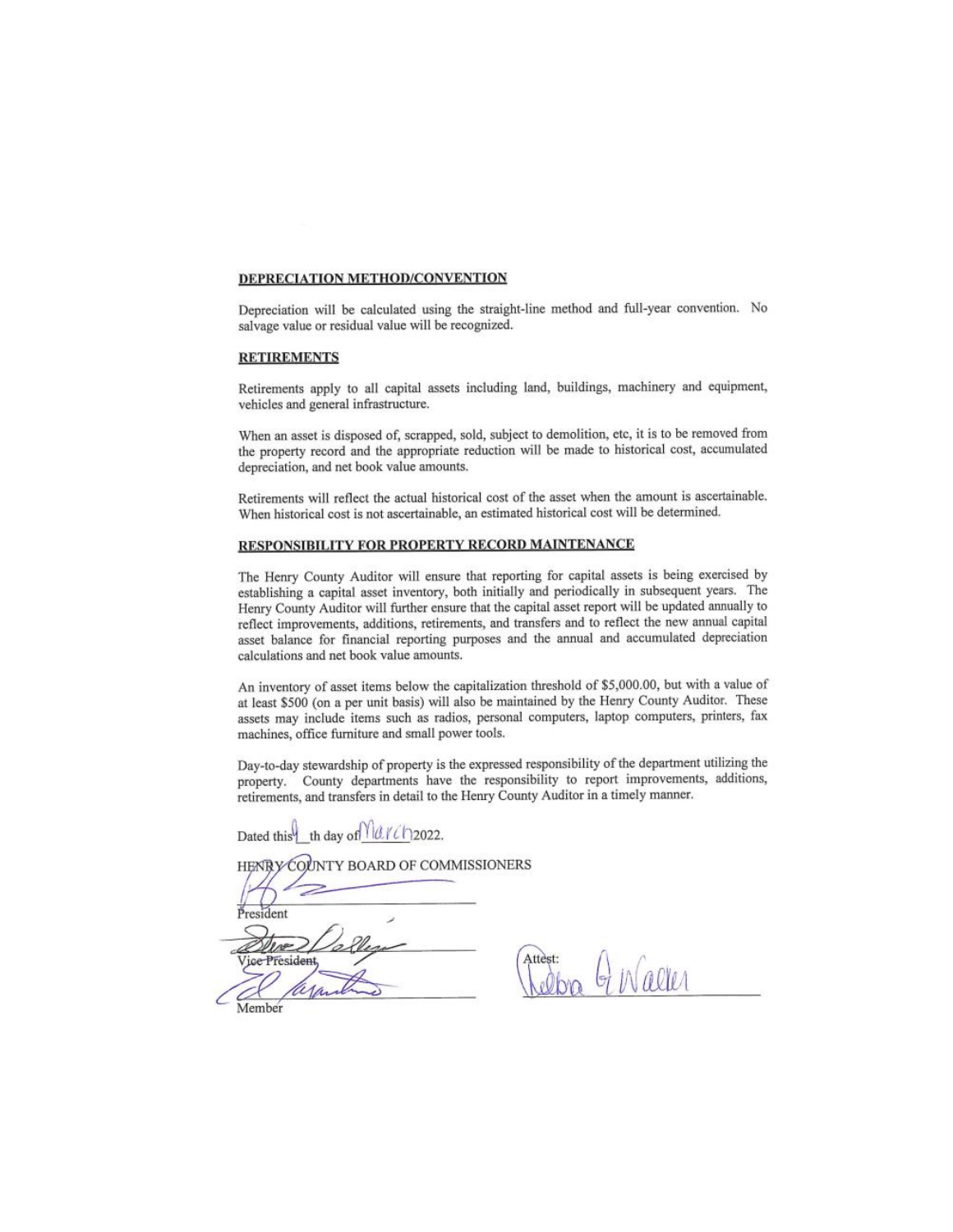## DEPRECIATION METHOD/CONVENTION

Depreciation will be calculated using the straight-line method and full-year convention. No salvage value or residual value will be recognized.

## RETIREMENTS

Retirements apply to all capital assets including land, buildings, machinery and equipment, vehicles and general infrastructure.

When an asset is disposed of, scrapped, sold, subject to demolition, etc, it is to be removed from the property record and the appropriate reduction will be made to historical cost, accumulated depreciation, and net book value amounts.

Retirements will reflect the actual historical cost of the asset when the amount is ascertainable. When historical cost is not ascertainable, an estimated historical cost will be determined.

## RESPONSIBILITY FOR PROPERTY RECORD MAINTENANCE

The Henry County Auditor will ensure that reporting for capital assets is being exercised by establishing a capital asset inventory, both initially and periodically in subsequent years. The Henry County Auditor will further ensure that the capital asset report will be updated annually to reflect improvements, additions, retirements, and transfers and to reflect the new annual capital asset balance for financial reporting purposes and the annual and accumulated depreciation calculations and net book value amounts.

An inventory of asset items below the capitalization threshold of $5,000.00, but with a value of at least $500 (on a per unit basis) will also be maintained by the Henry County Auditor. These assets may include items such as radios, personal computers, laptop computers, printers, fax machines, office furniture and small power tools.

Day-to-day stewardship of property is the expressed responsibility of the department utilizing the property. County departments have the responsibility to report improvements, additions, retirements, and transfers in detail to the Henry County Auditor in a timely manner.

Dated this 4th day of March 2022.

HENRY COUNTY BOARD OF COMMISSIONERS

President

Vice President

Member

Attest: Debra G Waller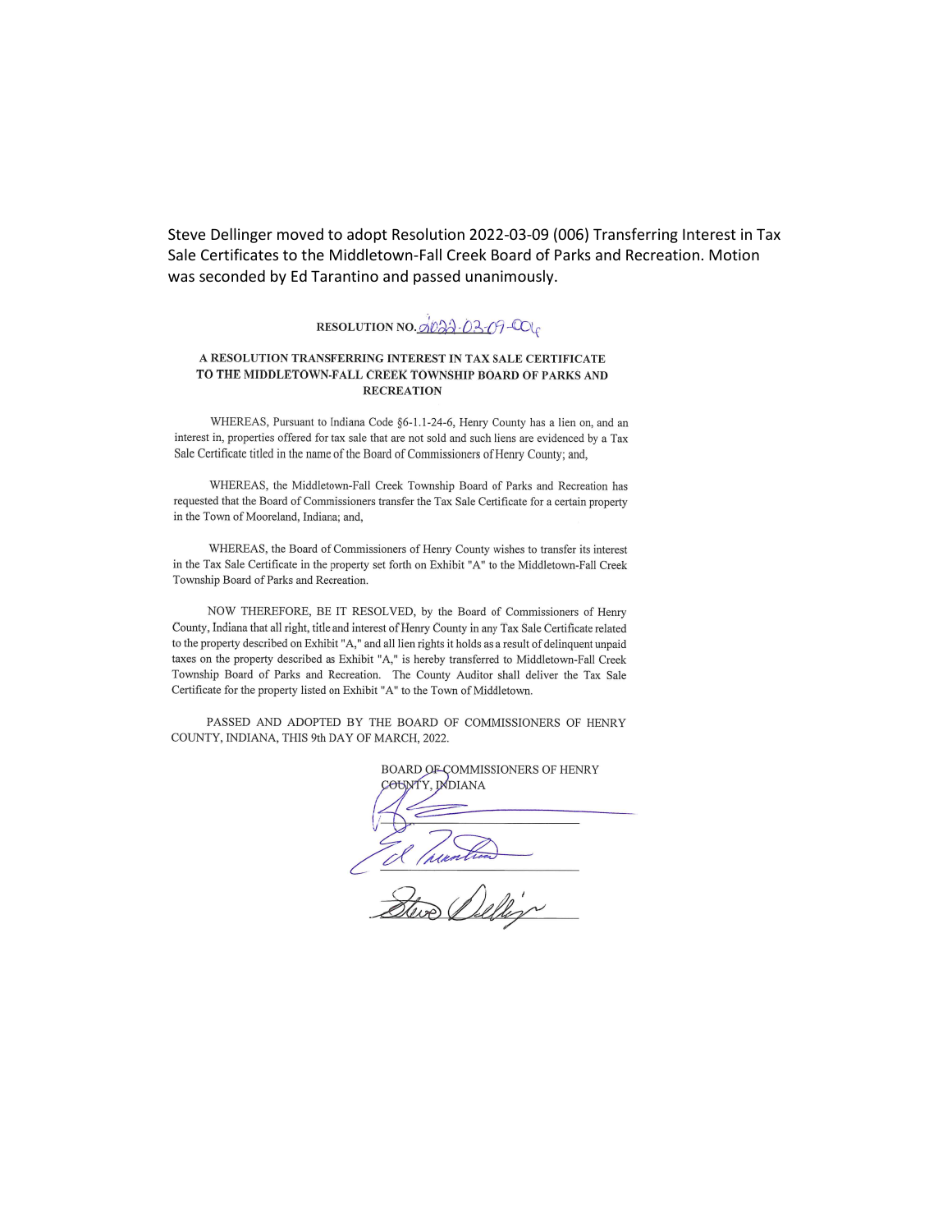Steve Dellinger moved to adopt Resolution 2022-03-09 (006) Transferring Interest in Tax Sale Certificates to the Middletown-Fall Creek Board of Parks and Recreation. Motion was seconded by Ed Tarantino and passed unanimously.

RESOLUTION NO. 2022-03-09-006

**A RESOLUTION TRANSFERRING INTEREST IN TAX SALE CERTIFICATE TO THE MIDDLETOWN-FALL CREEK TOWNSHIP BOARD OF PARKS AND RECREATION**

WHEREAS, Pursuant to Indiana Code §6-1.1-24-6, Henry County has a lien on, and an interest in, properties offered for tax sale that are not sold and such liens are evidenced by a Tax Sale Certificate titled in the name of the Board of Commissioners of Henry County; and,

WHEREAS, the Middletown-Fall Creek Township Board of Parks and Recreation has requested that the Board of Commissioners transfer the Tax Sale Certificate for a certain property in the Town of Mooreland, Indiana; and,

WHEREAS, the Board of Commissioners of Henry County wishes to transfer its interest in the Tax Sale Certificate in the property set forth on Exhibit "A" to the Middletown-Fall Creek Township Board of Parks and Recreation.

NOW THEREFORE, BE IT RESOLVED, by the Board of Commissioners of Henry County, Indiana that all right, title and interest of Henry County in any Tax Sale Certificate related to the property described on Exhibit "A," and all lien rights it holds as a result of delinquent unpaid taxes on the property described as Exhibit "A," is hereby transferred to Middletown-Fall Creek Township Board of Parks and Recreation. The County Auditor shall deliver the Tax Sale Certificate for the property listed on Exhibit "A" to the Town of Middletown.

PASSED AND ADOPTED BY THE BOARD OF COMMISSIONERS OF HENRY COUNTY, INDIANA, THIS 9th DAY OF MARCH, 2022.

BOARD OF COMMISSIONERS OF HENRY COUNTY, INDIANA

\_\_\_\_\_\_\_\_\_\_\_\_\_\_\_\_\_\_\_\_\_\_\_\_\_\_\_\_

Ed Tarantino

Steve Dellinger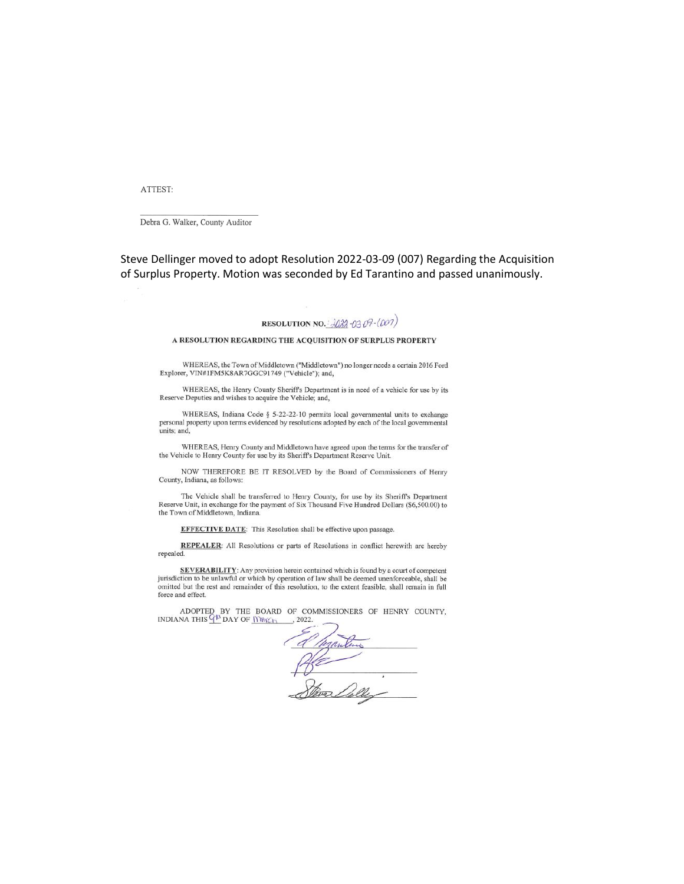ATTEST:

\_\_\_\_\_\_\_\_\_\_\_\_\_\_\_\_\_\_\_\_\_\_\_\_\_\_\_\_

Debra G. Walker, County Auditor

Steve Dellinger moved to adopt Resolution 2022-03-09 (007) Regarding the Acquisition of Surplus Property. Motion was seconded by Ed Tarantino and passed unanimously.

**RESOLUTION NO.** 2022-03 09-(007)

**A RESOLUTION REGARDING THE ACQUISITION OF SURPLUS PROPERTY**

WHEREAS, the Town of Middletown ("Middletown") no longer needs a certain 2016 Ford Explorer, VIN#1FM5K8AR7GGC91749 ("Vehicle"); and,

WHEREAS, the Henry County Sheriff's Department is in need of a vehicle for use by its Reserve Deputies and wishes to acquire the Vehicle; and,

WHEREAS, Indiana Code § 5-22-22-10 permits local governmental units to exchange personal property upon terms evidenced by resolutions adopted by each of the local governmental units; and,

WHEREAS, Henry County and Middletown have agreed upon the terms for the transfer of the Vehicle to Henry County for use by its Sheriff's Department Reserve Unit.

NOW THEREFORE BE IT RESOLVED by the Board of Commissioners of Henry County, Indiana, as follows:

The Vehicle shall be transferred to Henry County, for use by its Sheriff's Department Reserve Unit, in exchange for the payment of Six Thousand Five Hundred Dollars ($6,500.00) to the Town of Middletown, Indiana.

**EFFECTIVE DATE**: This Resolution shall be effective upon passage.

**REPEALER**: All Resolutions or parts of Resolutions in conflict herewith are hereby repealed.

**SEVERABILITY**: Any provision herein contained which is found by a court of competent jurisdiction to be unlawful or which by operation of law shall be deemed unenforceable, shall be omitted but the rest and remainder of this resolution, to the extent feasible, shall remain in full force and effect.

ADOPTED BY THE BOARD OF COMMISSIONERS OF HENRY COUNTY, INDIANA THIS 9th DAY OF March, 2022.

\_\_\_\_\_\_\_\_\_\_\_\_\_\_\_\_\_\_\_\_\_\_\_\_\_\_\_\_

\_\_\_\_\_\_\_\_\_\_\_\_\_\_\_\_\_\_\_\_\_\_\_\_\_\_\_\_

\_\_\_\_\_\_\_\_\_\_\_\_\_\_\_\_\_\_\_\_\_\_\_\_\_\_\_\_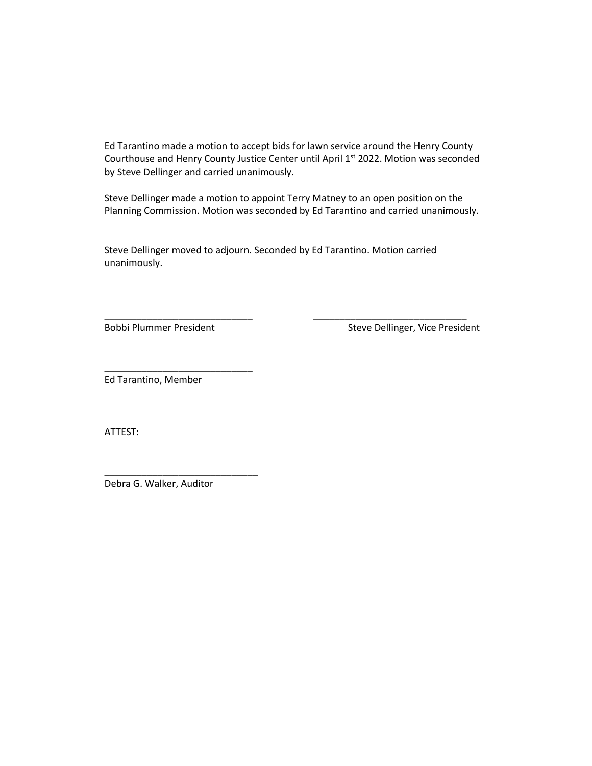Ed Tarantino made a motion to accept bids for lawn service around the Henry County Courthouse and Henry County Justice Center until April 1st 2022. Motion was seconded by Steve Dellinger and carried unanimously.

Steve Dellinger made a motion to appoint Terry Matney to an open position on the Planning Commission. Motion was seconded by Ed Tarantino and carried unanimously.

Steve Dellinger moved to adjourn. Seconded by Ed Tarantino. Motion carried unanimously.

_____________________________ _____________________________
Bobbi Plummer President Steve Dellinger, Vice President

_____________________________
Ed Tarantino, Member

ATTEST:

_____________________________
Debra G. Walker, Auditor